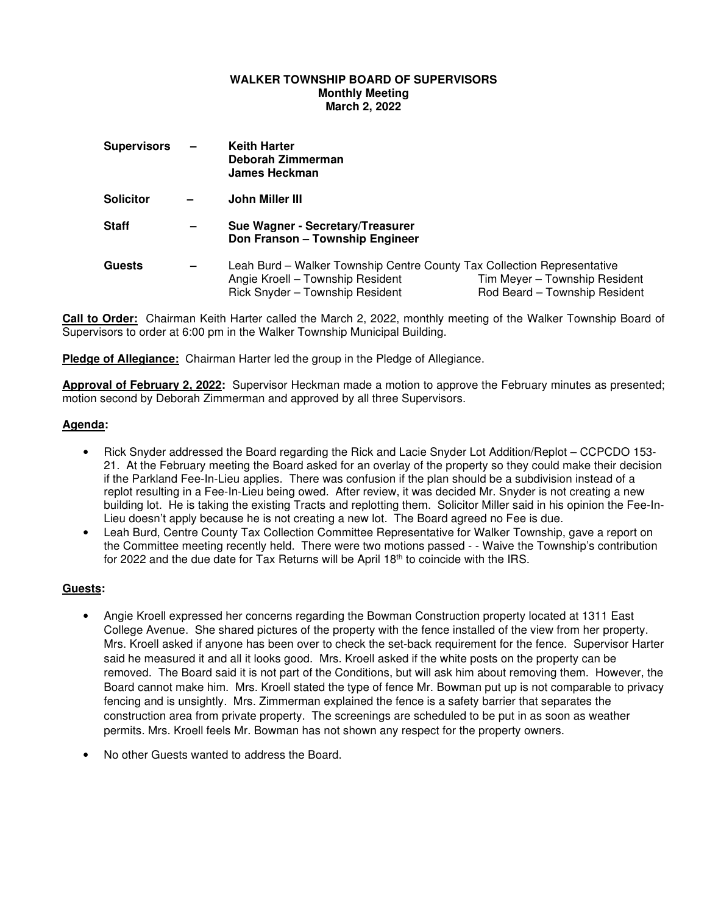**WALKER TOWNSHIP BOARD OF SUPERVISORS**
**Monthly Meeting**
**March 2, 2022**

| | | |
|---|---|---|
| **Supervisors** | – | **Keith Harter**<br>**Deborah Zimmerman**<br>**James Heckman** |
| **Solicitor** | – | **John Miller III** |
| **Staff** | – | **Sue Wagner - Secretary/Treasurer**<br>**Don Franson – Township Engineer** |
| **Guests** | – | Leah Burd – Walker Township Centre County Tax Collection Representative<br>Angie Kroell – Township Resident &nbsp;&nbsp;&nbsp; Tim Meyer – Township Resident<br>Rick Snyder – Township Resident &nbsp;&nbsp;&nbsp; Rod Beard – Township Resident |

**Call to Order:** Chairman Keith Harter called the March 2, 2022, monthly meeting of the Walker Township Board of Supervisors to order at 6:00 pm in the Walker Township Municipal Building.

**Pledge of Allegiance:** Chairman Harter led the group in the Pledge of Allegiance.

**Approval of February 2, 2022:** Supervisor Heckman made a motion to approve the February minutes as presented; motion second by Deborah Zimmerman and approved by all three Supervisors.

**Agenda:**

- Rick Snyder addressed the Board regarding the Rick and Lacie Snyder Lot Addition/Replot – CCPCDO 153-21. At the February meeting the Board asked for an overlay of the property so they could make their decision if the Parkland Fee-In-Lieu applies. There was confusion if the plan should be a subdivision instead of a replot resulting in a Fee-In-Lieu being owed. After review, it was decided Mr. Snyder is not creating a new building lot. He is taking the existing Tracts and replotting them. Solicitor Miller said in his opinion the Fee-In-Lieu doesn't apply because he is not creating a new lot. The Board agreed no Fee is due.
- Leah Burd, Centre County Tax Collection Committee Representative for Walker Township, gave a report on the Committee meeting recently held. There were two motions passed - - Waive the Township's contribution for 2022 and the due date for Tax Returns will be April 18th to coincide with the IRS.

**Guests:**

- Angie Kroell expressed her concerns regarding the Bowman Construction property located at 1311 East College Avenue. She shared pictures of the property with the fence installed of the view from her property. Mrs. Kroell asked if anyone has been over to check the set-back requirement for the fence. Supervisor Harter said he measured it and all it looks good. Mrs. Kroell asked if the white posts on the property can be removed. The Board said it is not part of the Conditions, but will ask him about removing them. However, the Board cannot make him. Mrs. Kroell stated the type of fence Mr. Bowman put up is not comparable to privacy fencing and is unsightly. Mrs. Zimmerman explained the fence is a safety barrier that separates the construction area from private property. The screenings are scheduled to be put in as soon as weather permits. Mrs. Kroell feels Mr. Bowman has not shown any respect for the property owners.
- No other Guests wanted to address the Board.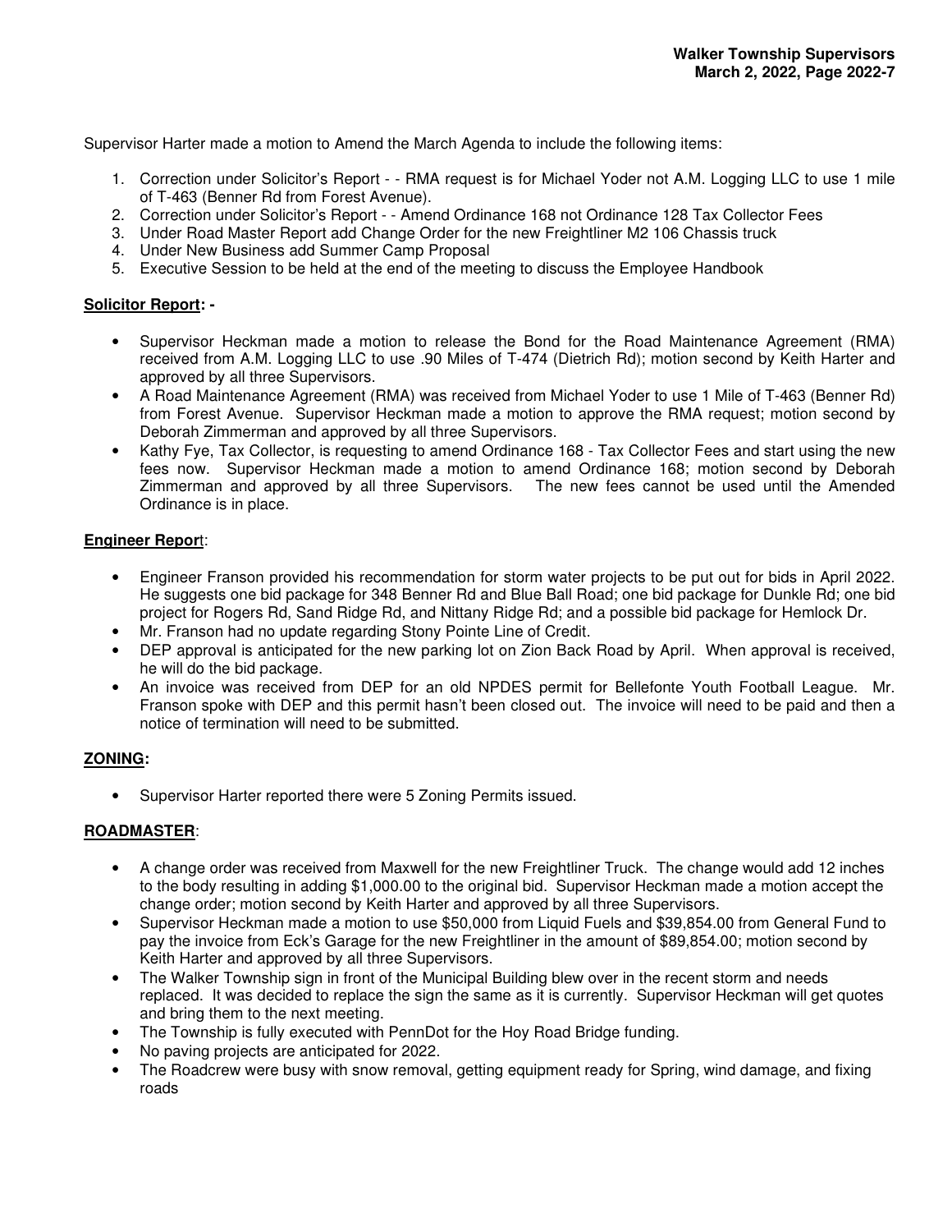Supervisor Harter made a motion to Amend the March Agenda to include the following items:

1. Correction under Solicitor's Report - - RMA request is for Michael Yoder not A.M. Logging LLC to use 1 mile of T-463 (Benner Rd from Forest Avenue).
2. Correction under Solicitor's Report - - Amend Ordinance 168 not Ordinance 128 Tax Collector Fees
3. Under Road Master Report add Change Order for the new Freightliner M2 106 Chassis truck
4. Under New Business add Summer Camp Proposal
5. Executive Session to be held at the end of the meeting to discuss the Employee Handbook

**Solicitor Report: -**

- Supervisor Heckman made a motion to release the Bond for the Road Maintenance Agreement (RMA) received from A.M. Logging LLC to use .90 Miles of T-474 (Dietrich Rd); motion second by Keith Harter and approved by all three Supervisors.
- A Road Maintenance Agreement (RMA) was received from Michael Yoder to use 1 Mile of T-463 (Benner Rd) from Forest Avenue. Supervisor Heckman made a motion to approve the RMA request; motion second by Deborah Zimmerman and approved by all three Supervisors.
- Kathy Fye, Tax Collector, is requesting to amend Ordinance 168 - Tax Collector Fees and start using the new fees now. Supervisor Heckman made a motion to amend Ordinance 168; motion second by Deborah Zimmerman and approved by all three Supervisors. The new fees cannot be used until the Amended Ordinance is in place.

**Engineer Report**:

- Engineer Franson provided his recommendation for storm water projects to be put out for bids in April 2022. He suggests one bid package for 348 Benner Rd and Blue Ball Road; one bid package for Dunkle Rd; one bid project for Rogers Rd, Sand Ridge Rd, and Nittany Ridge Rd; and a possible bid package for Hemlock Dr.
- Mr. Franson had no update regarding Stony Pointe Line of Credit.
- DEP approval is anticipated for the new parking lot on Zion Back Road by April. When approval is received, he will do the bid package.
- An invoice was received from DEP for an old NPDES permit for Bellefonte Youth Football League. Mr. Franson spoke with DEP and this permit hasn't been closed out. The invoice will need to be paid and then a notice of termination will need to be submitted.

**ZONING:**

- Supervisor Harter reported there were 5 Zoning Permits issued.

**ROADMASTER**:

- A change order was received from Maxwell for the new Freightliner Truck. The change would add 12 inches to the body resulting in adding $1,000.00 to the original bid. Supervisor Heckman made a motion accept the change order; motion second by Keith Harter and approved by all three Supervisors.
- Supervisor Heckman made a motion to use $50,000 from Liquid Fuels and $39,854.00 from General Fund to pay the invoice from Eck's Garage for the new Freightliner in the amount of $89,854.00; motion second by Keith Harter and approved by all three Supervisors.
- The Walker Township sign in front of the Municipal Building blew over in the recent storm and needs replaced. It was decided to replace the sign the same as it is currently. Supervisor Heckman will get quotes and bring them to the next meeting.
- The Township is fully executed with PennDot for the Hoy Road Bridge funding.
- No paving projects are anticipated for 2022.
- The Roadcrew were busy with snow removal, getting equipment ready for Spring, wind damage, and fixing roads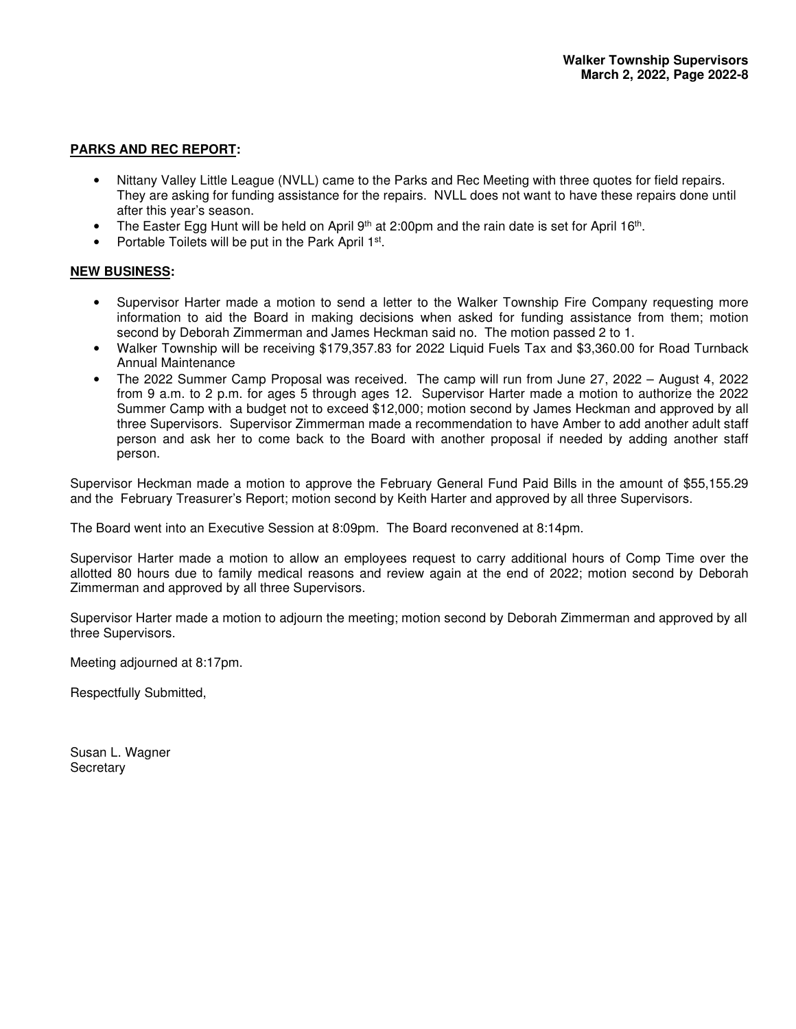**PARKS AND REC REPORT:**

- Nittany Valley Little League (NVLL) came to the Parks and Rec Meeting with three quotes for field repairs. They are asking for funding assistance for the repairs. NVLL does not want to have these repairs done until after this year's season.
- The Easter Egg Hunt will be held on April 9th at 2:00pm and the rain date is set for April 16th.
- Portable Toilets will be put in the Park April 1st.

**NEW BUSINESS:**

- Supervisor Harter made a motion to send a letter to the Walker Township Fire Company requesting more information to aid the Board in making decisions when asked for funding assistance from them; motion second by Deborah Zimmerman and James Heckman said no. The motion passed 2 to 1.
- Walker Township will be receiving $179,357.83 for 2022 Liquid Fuels Tax and $3,360.00 for Road Turnback Annual Maintenance
- The 2022 Summer Camp Proposal was received. The camp will run from June 27, 2022 – August 4, 2022 from 9 a.m. to 2 p.m. for ages 5 through ages 12. Supervisor Harter made a motion to authorize the 2022 Summer Camp with a budget not to exceed $12,000; motion second by James Heckman and approved by all three Supervisors. Supervisor Zimmerman made a recommendation to have Amber to add another adult staff person and ask her to come back to the Board with another proposal if needed by adding another staff person.

Supervisor Heckman made a motion to approve the February General Fund Paid Bills in the amount of $55,155.29 and the February Treasurer's Report; motion second by Keith Harter and approved by all three Supervisors.

The Board went into an Executive Session at 8:09pm. The Board reconvened at 8:14pm.

Supervisor Harter made a motion to allow an employees request to carry additional hours of Comp Time over the allotted 80 hours due to family medical reasons and review again at the end of 2022; motion second by Deborah Zimmerman and approved by all three Supervisors.

Supervisor Harter made a motion to adjourn the meeting; motion second by Deborah Zimmerman and approved by all three Supervisors.

Meeting adjourned at 8:17pm.

Respectfully Submitted,

Susan L. Wagner
Secretary